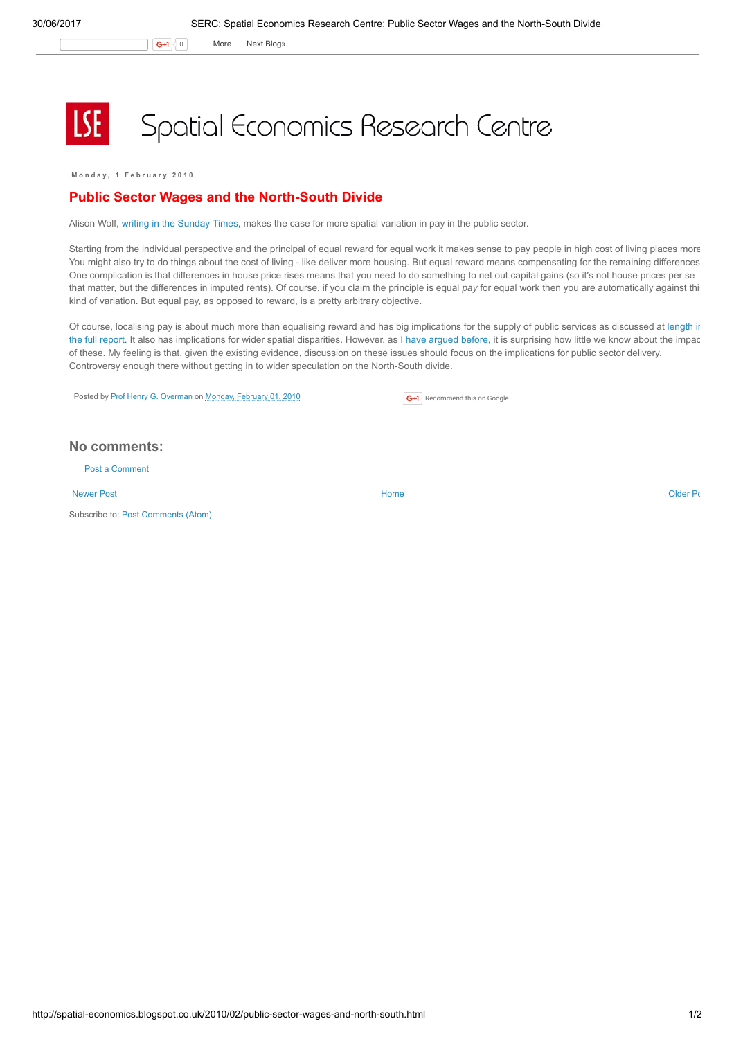# Spatial Economics Research Centre

Monday, 1 February 2010

## Public Sector Wages and the North-South Divide

Alison Wolf, writing in the Sunday Times, makes the case for more spatial variation in pay in the public sector.

Starting from the individual perspective and the principal of equal reward for equal work it makes sense to pay people in high cost of living places more You might also try to do things about the cost of living - like deliver more housing. But equal reward means compensating for the remaining differences One complication is that differences in house price rises means that you need to do something to net out capital gains (so it's not house prices per se that matter, but the differences in imputed rents). Of course, if you claim the principle is equal *pay* for equal work then you are automatically against thi kind of variation. But equal pay, as opposed to reward, is a pretty arbitrary objective.

Of course, localising pay is about much more than equalising reward and has big implications for the supply of public services as discussed at length ir the full report. It also has implications for wider spatial disparities. However, as I have argued before, it is surprising how little we know about the impac of these. My feeling is that, given the existing evidence, discussion on these issues should focus on the implications for public sector delivery. Controversy enough there without getting in to wider speculation on the North-South divide.

Posted by Prof Henry G. Overman on Monday, February 01, 2010

Recommend this on Google

## No comments:

Post a Comment

Newer Post | Home | Older Po

Subscribe to: Post Comments (Atom)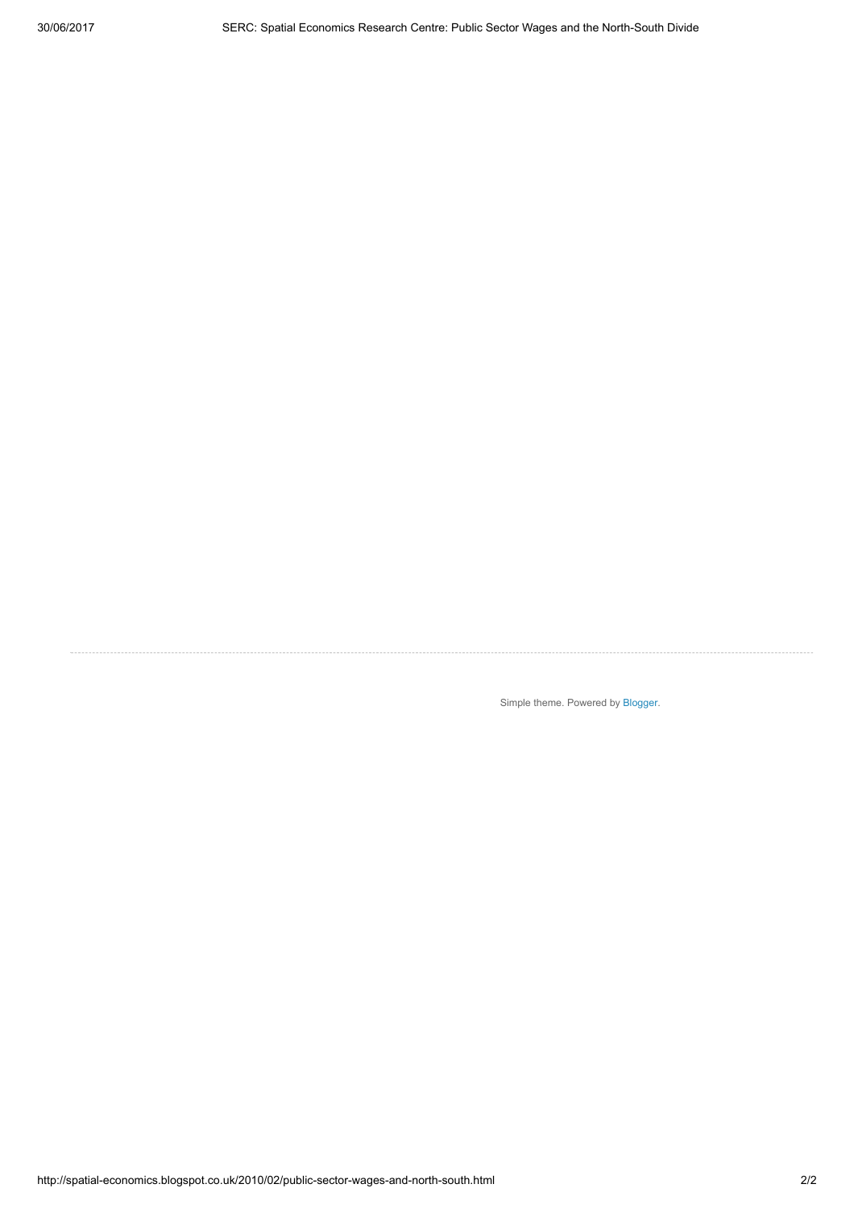Simple theme. Powered by Blogger.